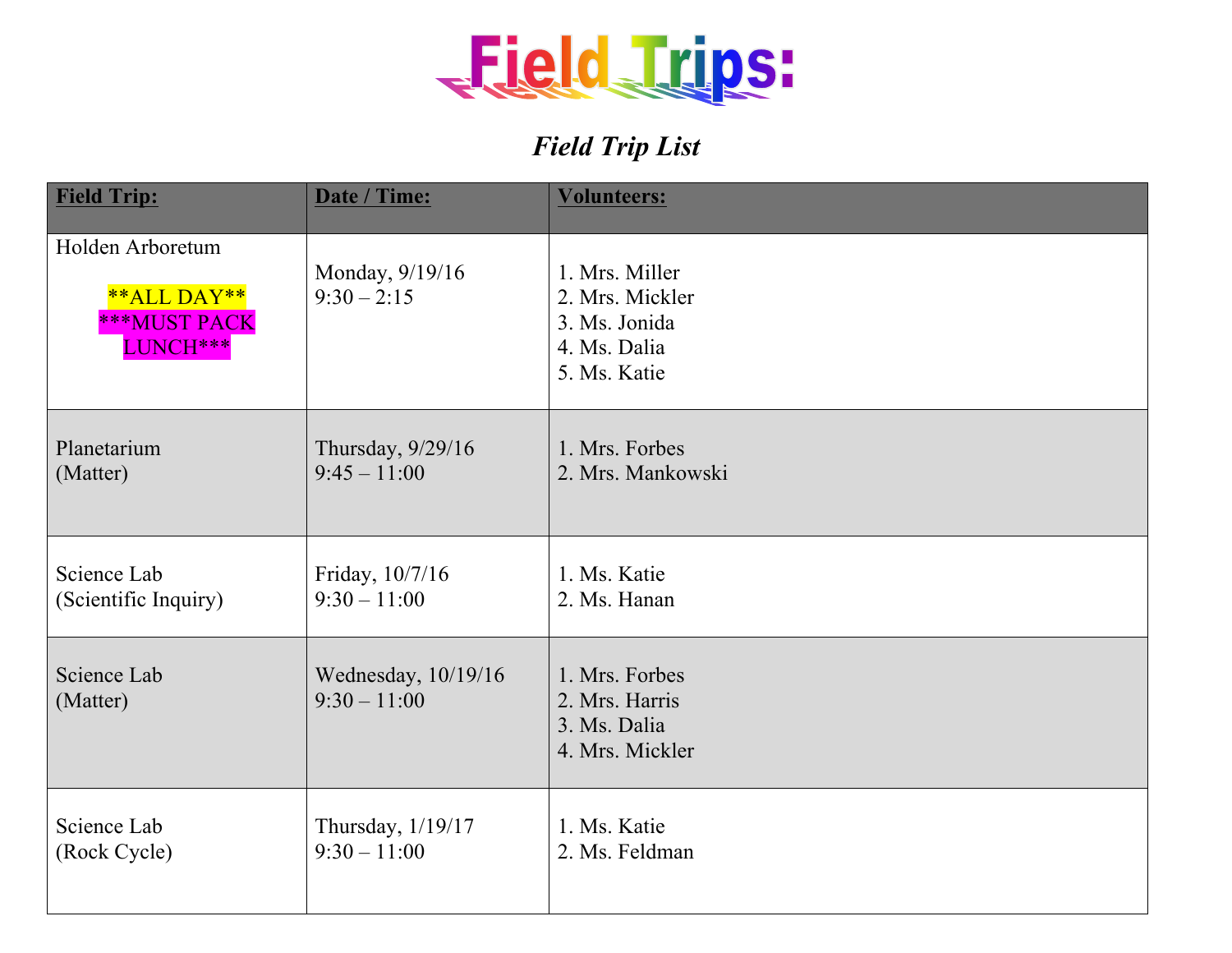# Field Trips:

## *Field Trip List*

| **Field Trip:** | **Date / Time:** | **Volunteers:** |
|---|---|---|
| Holden Arboretum<br>**ALL DAY**<br>***MUST PACK LUNCH*** | Monday, 9/19/16<br>9:30 – 2:15 | 1. Mrs. Miller<br>2. Mrs. Mickler<br>3. Ms. Jonida<br>4. Ms. Dalia<br>5. Ms. Katie |
| Planetarium<br>(Matter) | Thursday, 9/29/16<br>9:45 – 11:00 | 1. Mrs. Forbes<br>2. Mrs. Mankowski |
| Science Lab<br>(Scientific Inquiry) | Friday, 10/7/16<br>9:30 – 11:00 | 1. Ms. Katie<br>2. Ms. Hanan |
| Science Lab<br>(Matter) | Wednesday, 10/19/16<br>9:30 – 11:00 | 1. Mrs. Forbes<br>2. Mrs. Harris<br>3. Ms. Dalia<br>4. Mrs. Mickler |
| Science Lab<br>(Rock Cycle) | Thursday, 1/19/17<br>9:30 – 11:00 | 1. Ms. Katie<br>2. Ms. Feldman |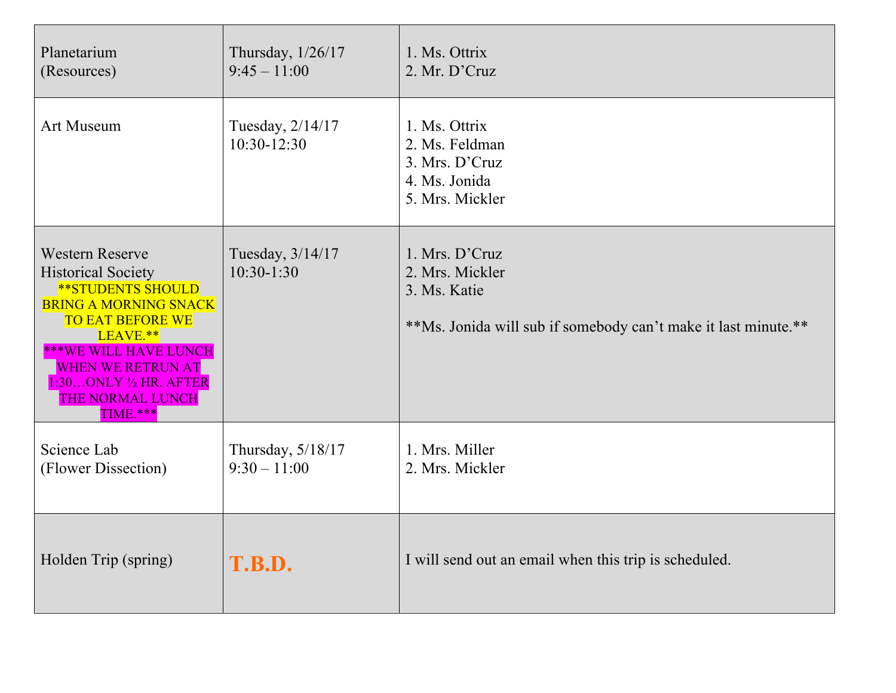| | | |
|---|---|---|
| Planetarium<br>(Resources) | Thursday, 1/26/17<br>9:45 – 11:00 | 1. Ms. Ottrix<br>2. Mr. D'Cruz |
| Art Museum | Tuesday, 2/14/17<br>10:30-12:30 | 1. Ms. Ottrix<br>2. Ms. Feldman<br>3. Mrs. D'Cruz<br>4. Ms. Jonida<br>5. Mrs. Mickler |
| Western Reserve Historical Society<br>**STUDENTS SHOULD BRING A MORNING SNACK TO EAT BEFORE WE LEAVE.**<br>***WE WILL HAVE LUNCH WHEN WE RETRUN AT 1:30…ONLY ½ HR. AFTER THE NORMAL LUNCH TIME.*** | Tuesday, 3/14/17<br>10:30-1:30 | 1. Mrs. D'Cruz<br>2. Mrs. Mickler<br>3. Ms. Katie<br><br>**Ms. Jonida will sub if somebody can't make it last minute.** |
| Science Lab<br>(Flower Dissection) | Thursday, 5/18/17<br>9:30 – 11:00 | 1. Mrs. Miller<br>2. Mrs. Mickler |
| Holden Trip (spring) | **T.B.D.** | I will send out an email when this trip is scheduled. |